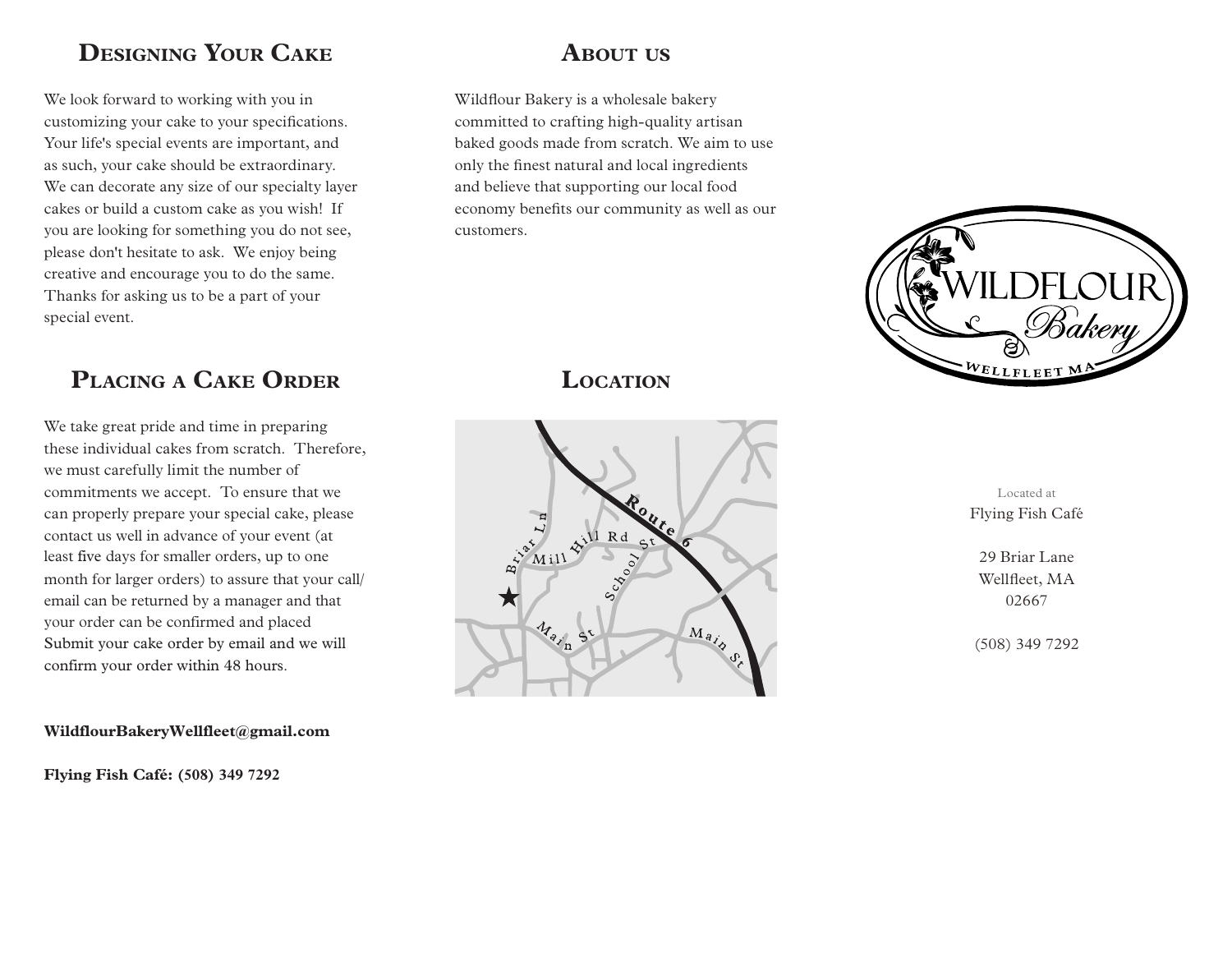## Designing Your Cake

We look forward to working with you in customizing your cake to your specifications. Your life's special events are important, and as such, your cake should be extraordinary. We can decorate any size of our specialty layer cakes or build a custom cake as you wish! If you are looking for something you do not see, please don't hesitate to ask. We enjoy being creative and encourage you to do the same. Thanks for asking us to be a part of your special event.

## Placing a Cake Order

We take great pride and time in preparing these individual cakes from scratch. Therefore, we must carefully limit the number of commitments we accept. To ensure that we can properly prepare your special cake, please contact us well in advance of your event (at least five days for smaller orders, up to one month for larger orders) to assure that your call/email can be returned by a manager and that your order can be confirmed and placed Submit your cake order by email and we will confirm your order within 48 hours.

**WildflourBakeryWellfleet@gmail.com**

**Flying Fish Café: (508) 349 7292**

## About us

Wildflour Bakery is a wholesale bakery committed to crafting high-quality artisan baked goods made from scratch. We aim to use only the finest natural and local ingredients and believe that supporting our local food economy benefits our community as well as our customers.

## Location

Briar Ln, Mill Hill Rd, School St, Route 6, Main St, Main St

Wildflour Bakery — Wellfleet MA

Located at
Flying Fish Café

29 Briar Lane
Wellfleet, MA
02667

(508) 349 7292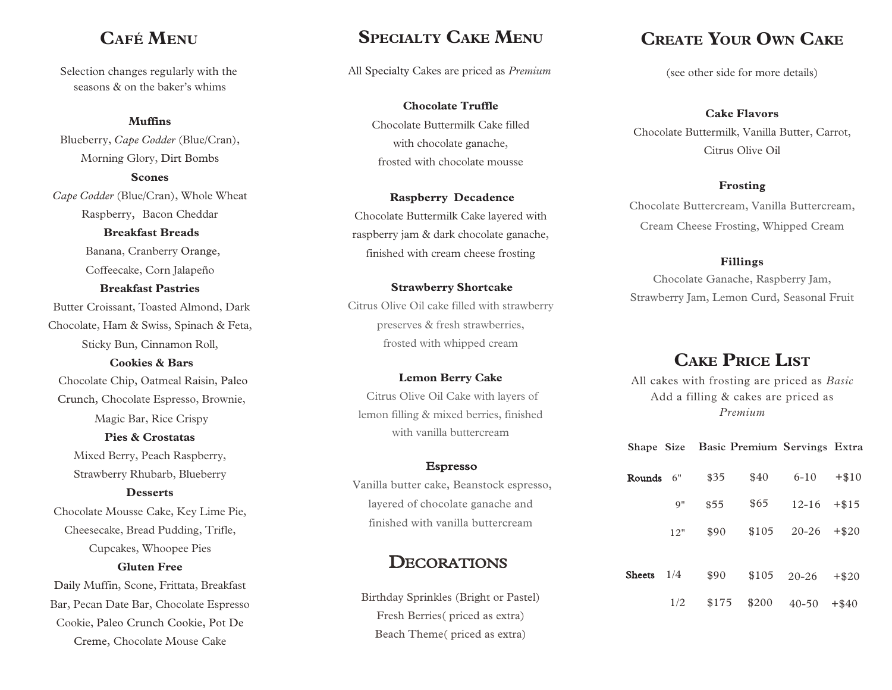## Café Menu

Selection changes regularly with the seasons & on the baker's whims

**Muffins**

Blueberry, *Cape Codder* (Blue/Cran), Morning Glory, Dirt Bombs

**Scones**

*Cape Codder* (Blue/Cran), Whole Wheat Raspberry, Bacon Cheddar

**Breakfast Breads**

Banana, Cranberry Orange, Coffeecake, Corn Jalapeño

**Breakfast Pastries**

Butter Croissant, Toasted Almond, Dark Chocolate, Ham & Swiss, Spinach & Feta, Sticky Bun, Cinnamon Roll,

**Cookies & Bars**

Chocolate Chip, Oatmeal Raisin, Paleo Crunch, Chocolate Espresso, Brownie, Magic Bar, Rice Crispy

**Pies & Crostatas**

Mixed Berry, Peach Raspberry, Strawberry Rhubarb, Blueberry

**Desserts**

Chocolate Mousse Cake, Key Lime Pie, Cheesecake, Bread Pudding, Trifle, Cupcakes, Whoopee Pies

**Gluten Free**

Daily Muffin, Scone, Frittata, Breakfast Bar, Pecan Date Bar, Chocolate Espresso Cookie, Paleo Crunch Cookie, Pot De Creme, Chocolate Mouse Cake

## Specialty Cake Menu

All Specialty Cakes are priced as *Premium*

**Chocolate Truffle**

Chocolate Buttermilk Cake filled with chocolate ganache, frosted with chocolate mousse

**Raspberry Decadence**

Chocolate Buttermilk Cake layered with raspberry jam & dark chocolate ganache, finished with cream cheese frosting

**Strawberry Shortcake**

Citrus Olive Oil cake filled with strawberry preserves & fresh strawberries, frosted with whipped cream

**Lemon Berry Cake**

Citrus Olive Oil Cake with layers of lemon filling & mixed berries, finished with vanilla buttercream

**Espresso**

Vanilla butter cake, Beanstock espresso, layered of chocolate ganache and finished with vanilla buttercream

## Decorations

Birthday Sprinkles (Bright or Pastel)

Fresh Berries( priced as extra)

Beach Theme( priced as extra)

## Create Your Own Cake

(see other side for more details)

**Cake Flavors**

Chocolate Buttermilk, Vanilla Butter, Carrot, Citrus Olive Oil

**Frosting**

Chocolate Buttercream, Vanilla Buttercream, Cream Cheese Frosting, Whipped Cream

**Fillings**

Chocolate Ganache, Raspberry Jam, Strawberry Jam, Lemon Curd, Seasonal Fruit

## Cake Price List

All cakes with frosting are priced as *Basic*
Add a filling & cakes are priced as *Premium*

| Shape | Size | Basic | Premium | Servings | Extra |
|---|---|---|---|---|---|
| Rounds | 6" | $35 | $40 | 6-10 | +$10 |
| | 9" | $55 | $65 | 12-16 | +$15 |
| | 12" | $90 | $105 | 20-26 | +$20 |
| Sheets | 1/4 | $90 | $105 | 20-26 | +$20 |
| | 1/2 | $175 | $200 | 40-50 | +$40 |